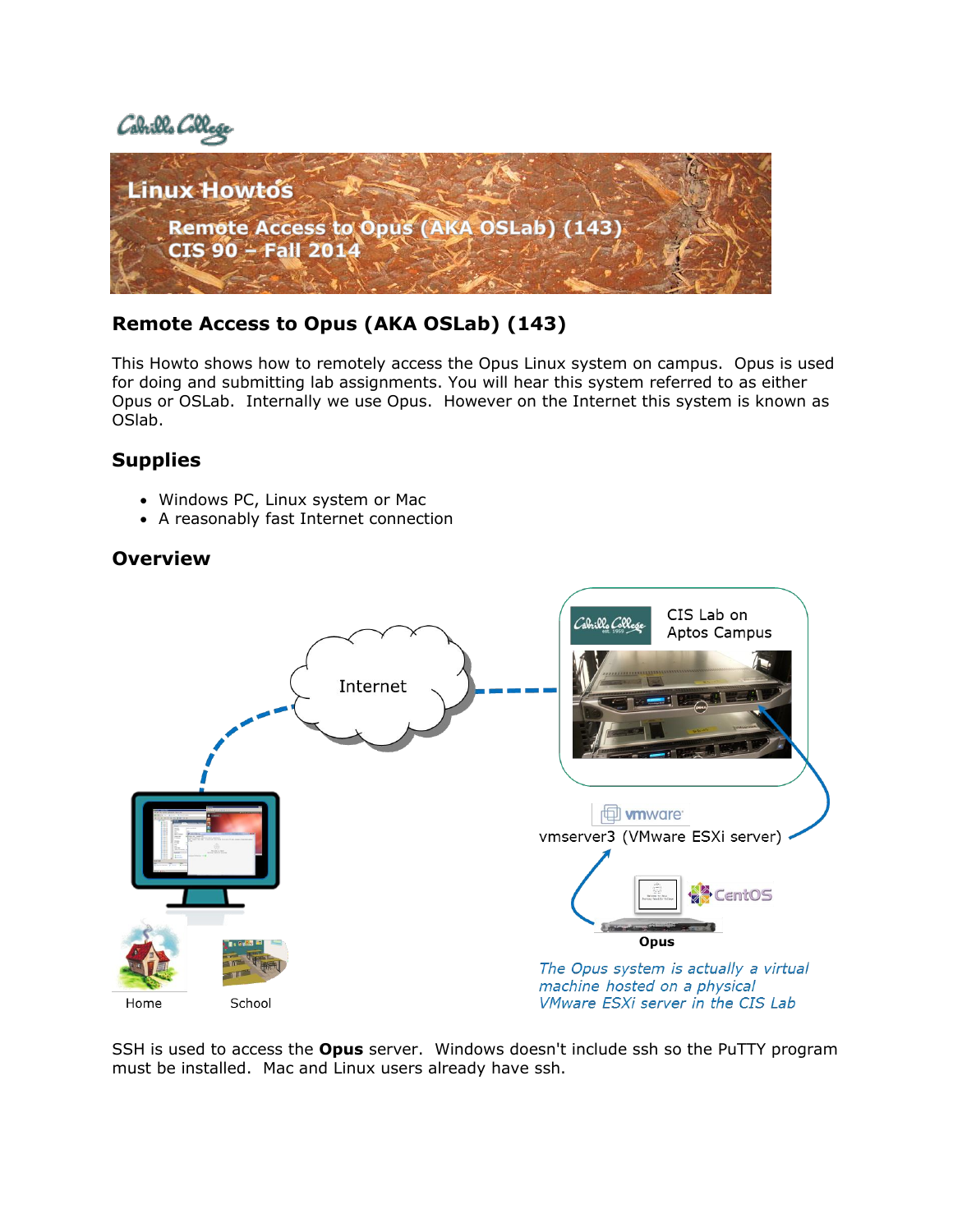# Remote Access to Opus (AKA OSLab) (143)

This Howto shows how to remotely access the Opus Linux system on campus. Opus is used for doing and submitting lab assignments. You will hear this system referred to as either Opus or OSLab. Internally we use Opus. However on the Internet this system is known as OSlab.

## Supplies

- Windows PC, Linux system or Mac
- A reasonably fast Internet connection

## Overview

Internet

CIS Lab on Aptos Campus

vmserver3 (VMware ESXi server)

Opus

*The Opus system is actually a virtual machine hosted on a physical VMware ESXi server in the CIS Lab*

Home

School

SSH is used to access the **Opus** server. Windows doesn't include ssh so the PuTTY program must be installed. Mac and Linux users already have ssh.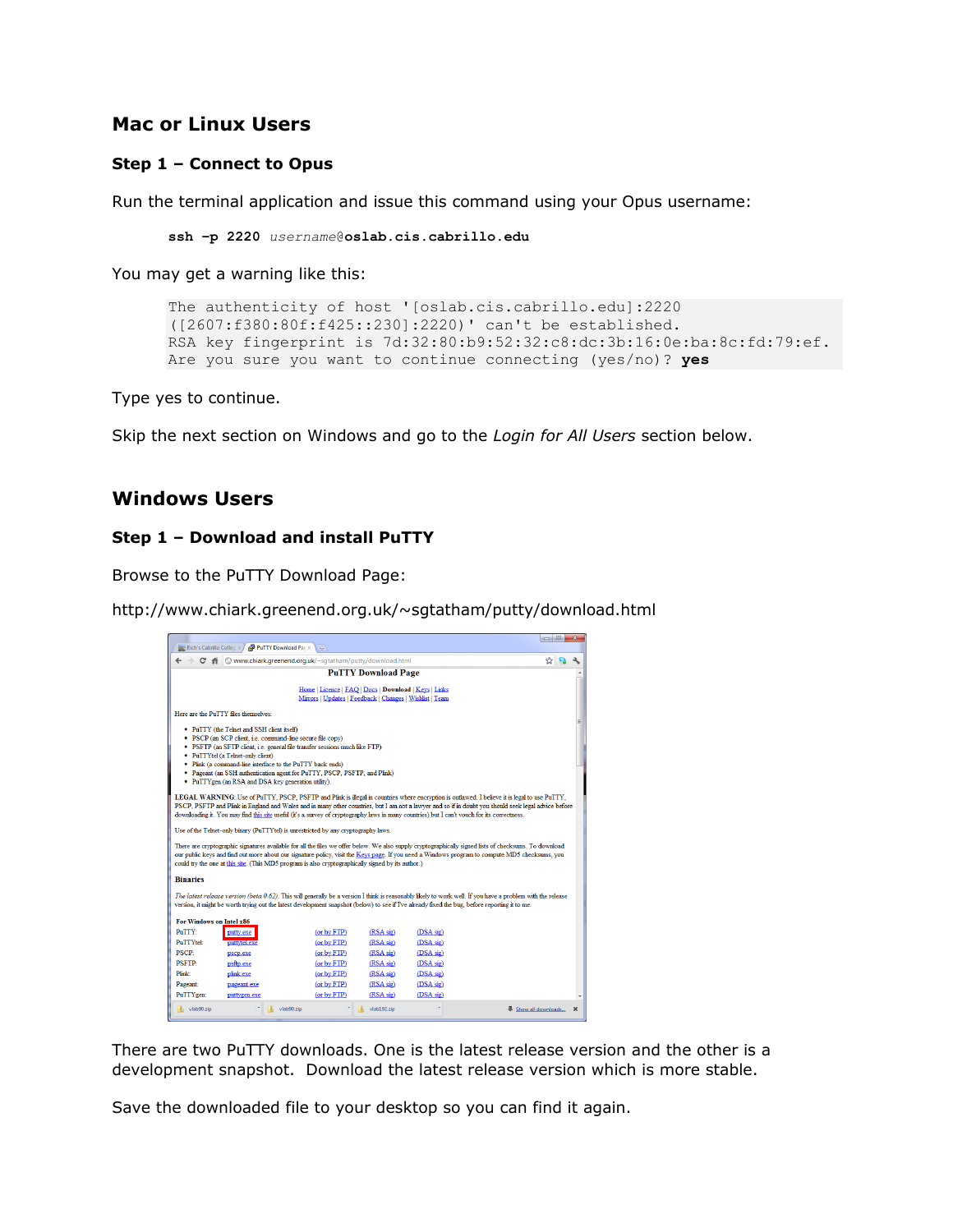## Mac or Linux Users

### Step 1 – Connect to Opus

Run the terminal application and issue this command using your Opus username:

```
ssh -p 2220 username@oslab.cis.cabrillo.edu
```

You may get a warning like this:

```
The authenticity of host '[oslab.cis.cabrillo.edu]:2220
([2607:f380:80f:f425::230]:2220)' can't be established.
RSA key fingerprint is 7d:32:80:b9:52:32:c8:dc:3b:16:0e:ba:8c:fd:79:ef.
Are you sure you want to continue connecting (yes/no)? yes
```

Type yes to continue.

Skip the next section on Windows and go to the *Login for All Users* section below.

## Windows Users

### Step 1 – Download and install PuTTY

Browse to the PuTTY Download Page:

http://www.chiark.greenend.org.uk/~sgtatham/putty/download.html

There are two PuTTY downloads. One is the latest release version and the other is a development snapshot. Download the latest release version which is more stable.

Save the downloaded file to your desktop so you can find it again.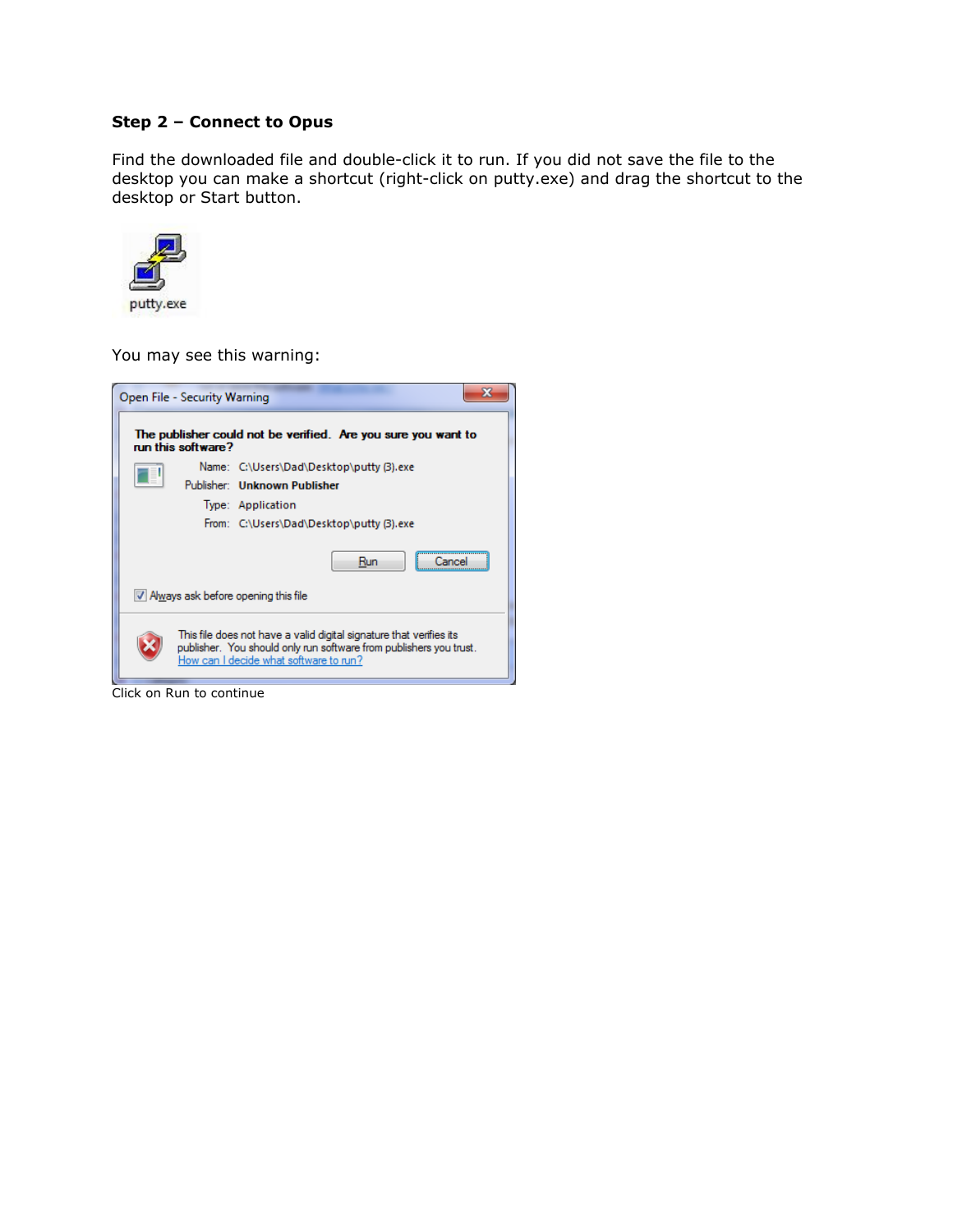**Step 2 – Connect to Opus**

Find the downloaded file and double-click it to run. If you did not save the file to the desktop you can make a shortcut (right-click on putty.exe) and drag the shortcut to the desktop or Start button.

You may see this warning:

Click on Run to continue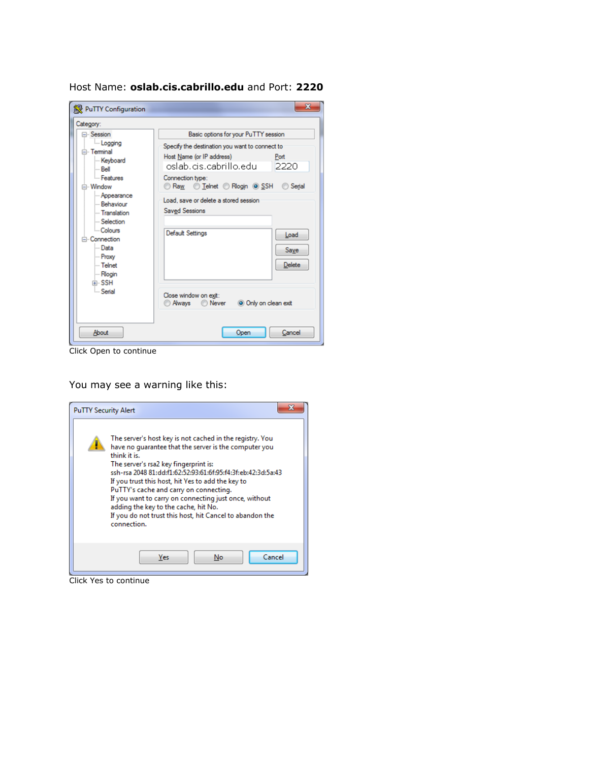Host Name: **oslab.cis.cabrillo.edu** and Port: **2220**

Click Open to continue

You may see a warning like this:

Click Yes to continue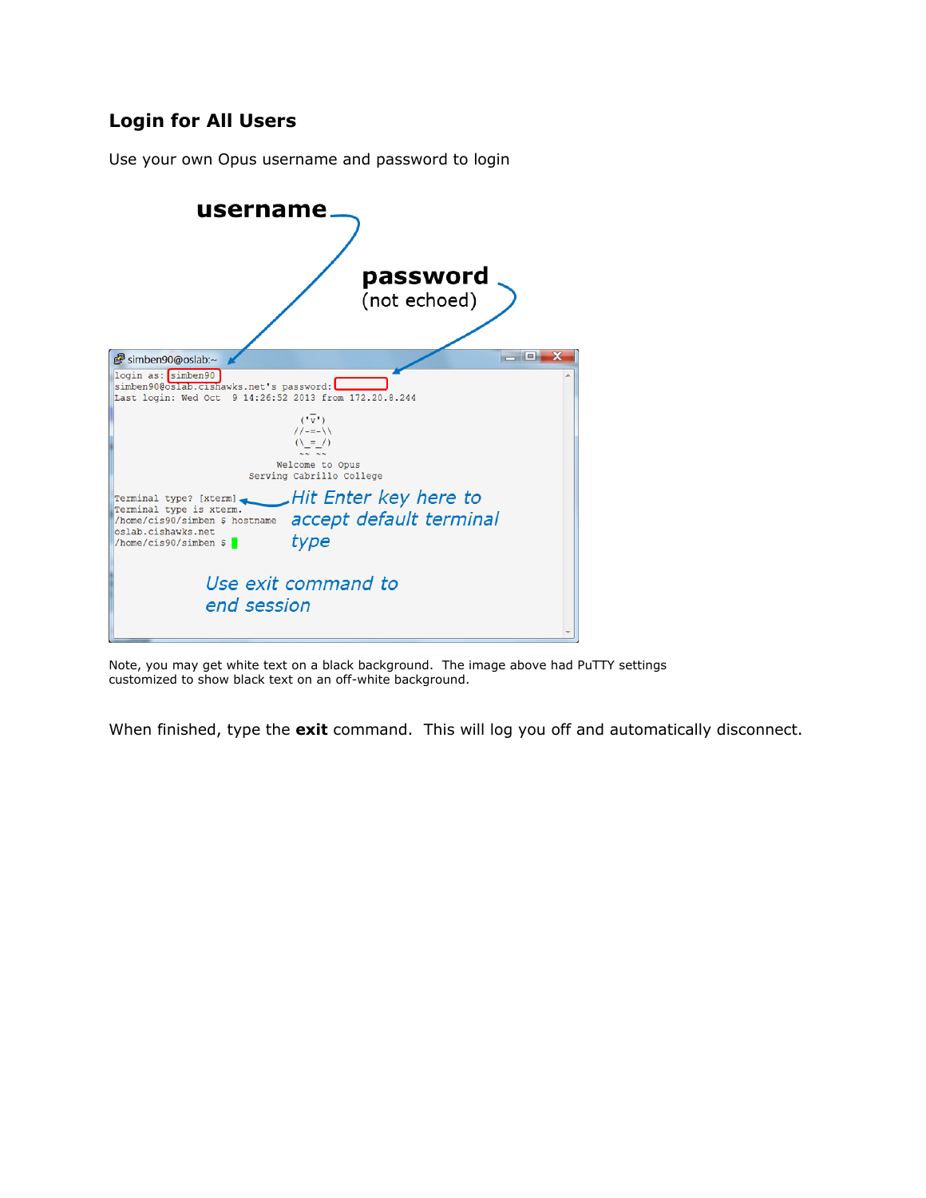### Login for All Users

Use your own Opus username and password to login

username

password
(not echoed)

```
login as: simben90
simben90@oslab.cishawks.net's password:
Last login: Wed Oct  9 14:26:52 2013 from 172.20.8.244

                    ('v')
                   //-=-\\
                   (\_=_/)
                    ^^ ^^
              Welcome to Opus
          Serving Cabrillo College

Terminal type? [xterm]
Terminal type is xterm.
/home/cis90/simben $ hostname
oslab.cishawks.net
/home/cis90/simben $
```

*Hit Enter key here to accept default terminal type*

*Use exit command to end session*

Note, you may get white text on a black background. The image above had PuTTY settings customized to show black text on an off-white background.

When finished, type the **exit** command. This will log you off and automatically disconnect.